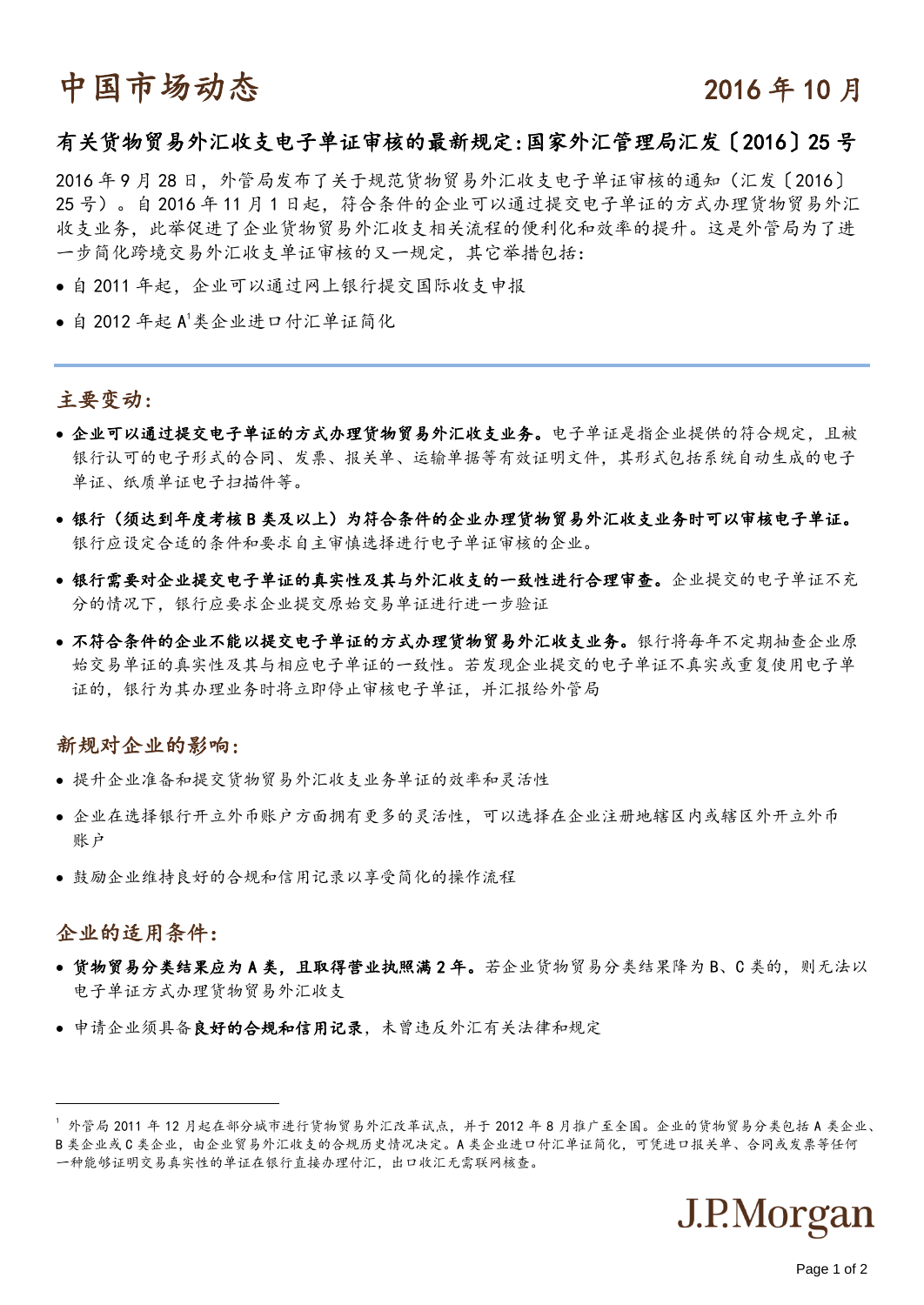# 中国市场动态

2016 年 10 月

## 有关货物贸易外汇收支电子单证审核的最新规定：国家外汇管理局汇发〔2016〕25 号

2016 年 9 月 28 日，外管局发布了关于规范货物贸易外汇收支电子单证审核的通知（汇发〔2016〕25 号）。自 2016 年 11 月 1 日起，符合条件的企业可以通过提交电子单证的方式办理货物贸易外汇收支业务，此举促进了企业货物贸易外汇收支相关流程的便利化和效率的提升。这是外管局为了进一步简化跨境交易外汇收支单证审核的又一规定，其它举措包括：

- 自 2011 年起，企业可以通过网上银行提交国际收支申报
- 自 2012 年起 A[1]类企业进口付汇单证简化

## 主要变动：

- **企业可以通过提交电子单证的方式办理货物贸易外汇收支业务。**电子单证是指企业提供的符合规定，且被银行认可的电子形式的合同、发票、报关单、运输单据等有效证明文件，其形式包括系统自动生成的电子单证、纸质单证电子扫描件等。
- **银行（须达到年度考核 B 类及以上）为符合条件的企业办理货物贸易外汇收支业务时可以审核电子单证。**银行应设定合适的条件和要求自主审慎选择进行电子单证审核的企业。
- **银行需要对企业提交电子单证的真实性及其与外汇收支的一致性进行合理审查。**企业提交的电子单证不充分的情况下，银行应要求企业提交原始交易单证进行进一步验证
- **不符合条件的企业不能以提交电子单证的方式办理货物贸易外汇收支业务。**银行将每年不定期抽查企业原始交易单证的真实性及其与相应电子单证的一致性。若发现企业提交的电子单证不真实或重复使用电子单证的，银行为其办理业务时将立即停止审核电子单证，并汇报给外管局

## 新规对企业的影响：

- 提升企业准备和提交货物贸易外汇收支业务单证的效率和灵活性
- 企业在选择银行开立外币账户方面拥有更多的灵活性，可以选择在企业注册地辖区内或辖区外开立外币账户
- 鼓励企业维持良好的合规和信用记录以享受简化的操作流程

## 企业的适用条件：

- **货物贸易分类结果应为 A 类，且取得营业执照满 2 年。**若企业货物贸易分类结果降为 B、C 类的，则无法以电子单证方式办理货物贸易外汇收支
- 申请企业须具备**良好的合规和信用记录**，未曾违反外汇有关法律和规定

---

[1] 外管局 2011 年 12 月起在部分城市进行货物贸易外汇改革试点，并于 2012 年 8 月推广至全国。企业的货物贸易分类包括 A 类企业、B 类企业或 C 类企业，由企业贸易外汇收支的合规历史情况决定。A 类企业进口付汇单证简化，可凭进口报关单、合同或发票等任何一种能够证明交易真实性的单证在银行直接办理付汇，出口收汇无需联网核查。

J.P.Morgan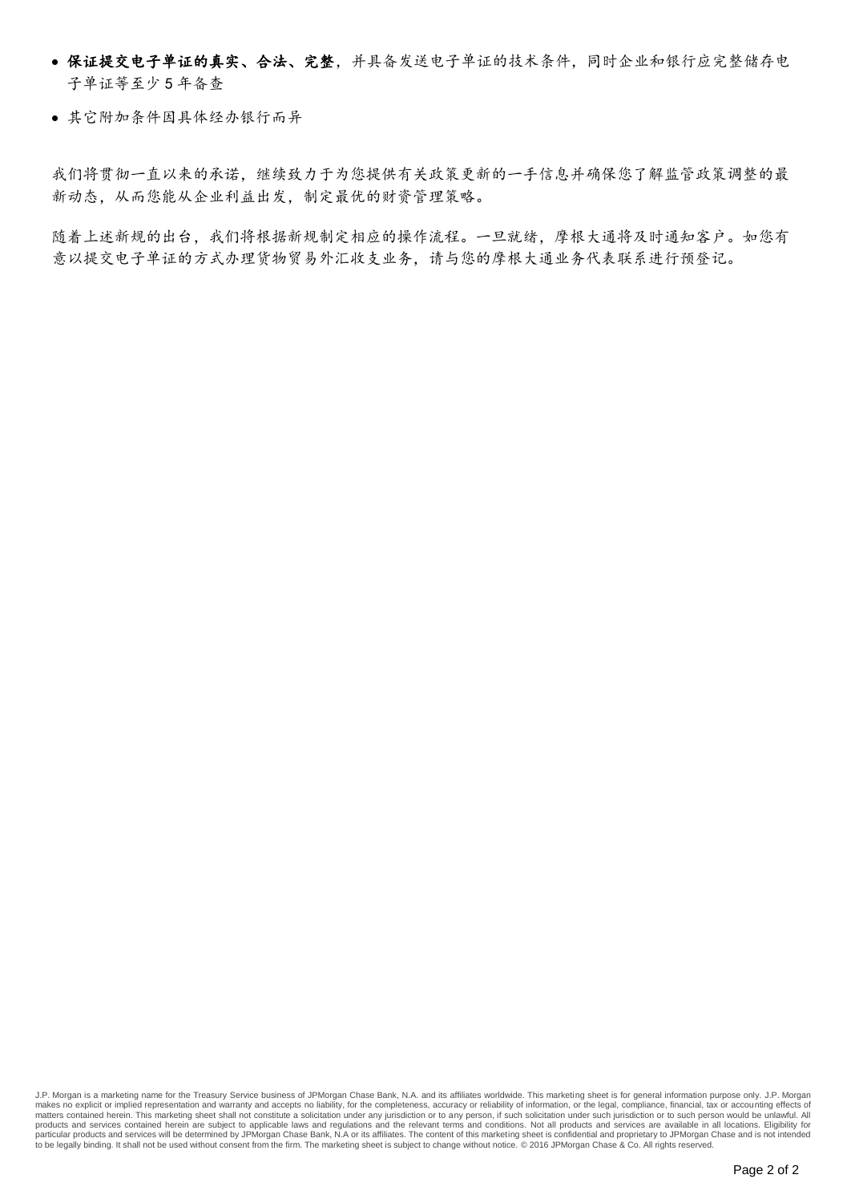- **保证提交电子单证的真实、合法、完整**，并具备发送电子单证的技术条件，同时企业和银行应完整储存电子单证等至少 5 年备查
- 其它附加条件因具体经办银行而异

我们将贯彻一直以来的承诺，继续致力于为您提供有关政策更新的一手信息并确保您了解监管政策调整的最新动态，从而您能从企业利益出发，制定最优的财资管理策略。

随着上述新规的出台，我们将根据新规制定相应的操作流程。一旦就绪，摩根大通将及时通知客户。如您有意以提交电子单证的方式办理货物贸易外汇收支业务，请与您的摩根大通业务代表联系进行预登记。

J.P. Morgan is a marketing name for the Treasury Service business of JPMorgan Chase Bank, N.A. and its affiliates worldwide. This marketing sheet is for general information purpose only. J.P. Morgan makes no explicit or implied representation and warranty and accepts no liability, for the completeness, accuracy or reliability of information, or the legal, compliance, financial, tax or accounting effects of matters contained herein. This marketing sheet shall not constitute a solicitation under any jurisdiction or to any person, if such solicitation under such jurisdiction or to such person would be unlawful. All products and services contained herein are subject to applicable laws and regulations and the relevant terms and conditions. Not all products and services are available in all locations. Eligibility for particular products and services will be determined by JPMorgan Chase Bank, N.A or its affiliates. The content of this marketing sheet is confidential and proprietary to JPMorgan Chase and is not intended to be legally binding. It shall not be used without consent from the firm. The marketing sheet is subject to change without notice. © 2016 JPMorgan Chase & Co. All rights reserved.